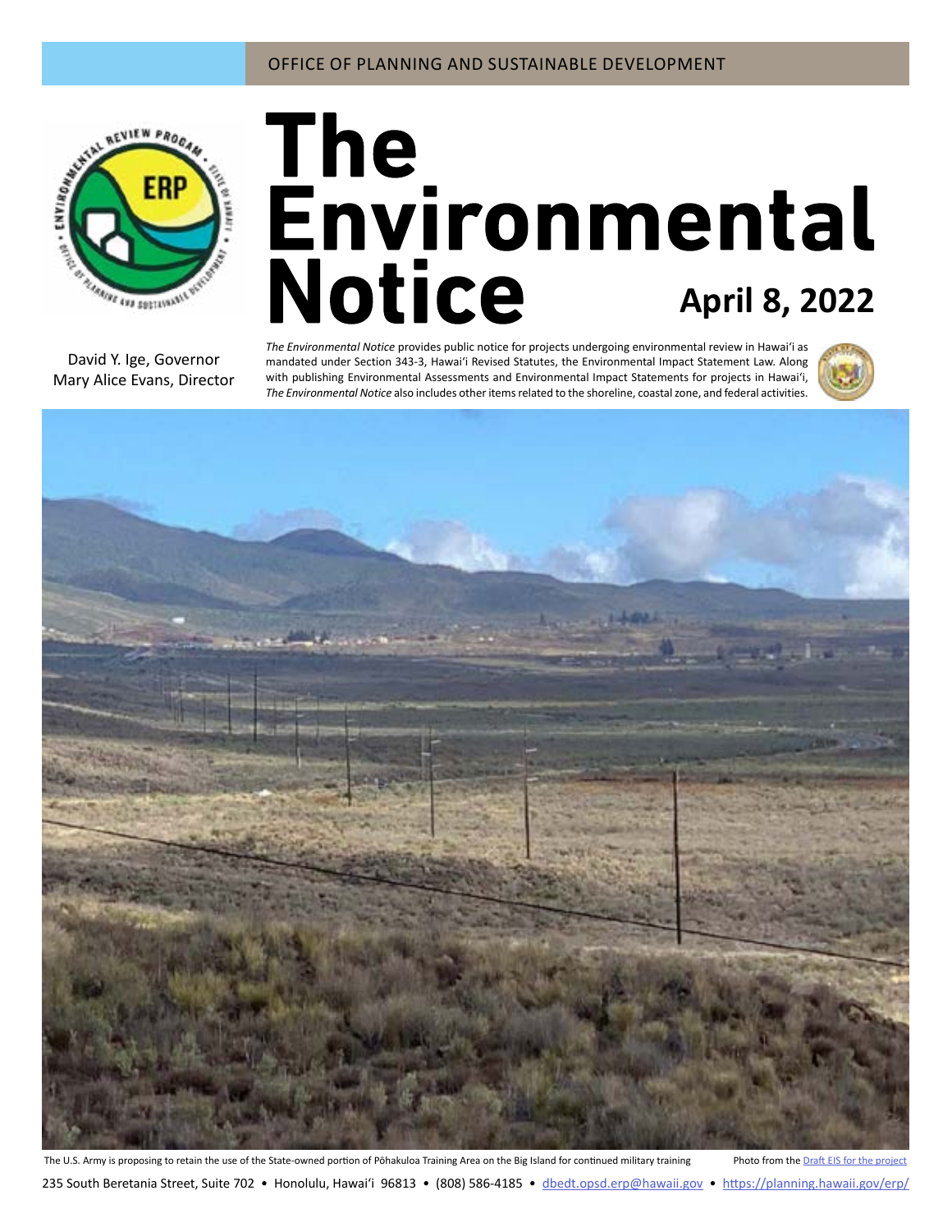OFFICE OF PLANNING AND SUSTAINABLE DEVELOPMENT

# The Environmental Notice

**April 8, 2022**

David Y. Ige, Governor
Mary Alice Evans, Director

*The Environmental Notice* provides public notice for projects undergoing environmental review in Hawaiʻi as mandated under Section 343-3, Hawaiʻi Revised Statutes, the Environmental Impact Statement Law. Along with publishing Environmental Assessments and Environmental Impact Statements for projects in Hawaiʻi, *The Environmental Notice* also includes other items related to the shoreline, coastal zone, and federal activities.

The U.S. Army is proposing to retain the use of the State-owned portion of Pōhakuloa Training Area on the Big Island for continued military training — Photo from the Draft EIS for the project

235 South Beretania Street, Suite 702 • Honolulu, Hawaiʻi 96813 • (808) 586-4185 • dbedt.opsd.erp@hawaii.gov • https://planning.hawaii.gov/erp/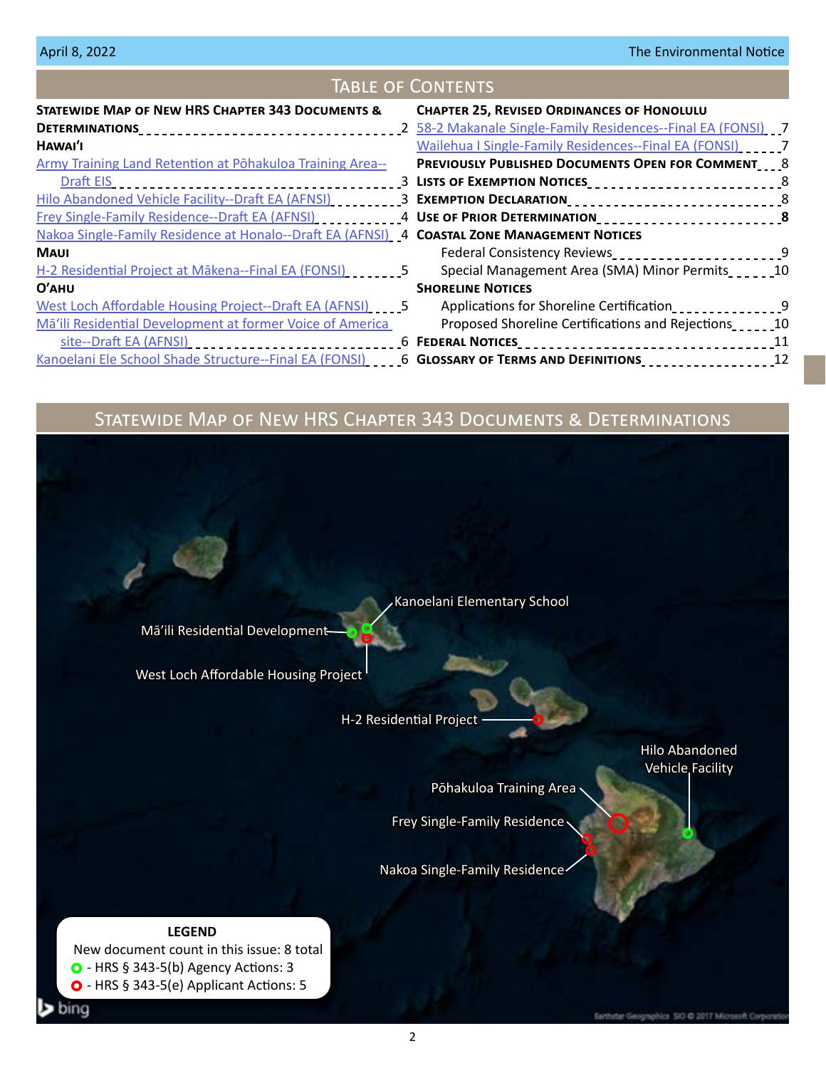# Table of Contents

**Statewide Map of New HRS Chapter 343 Documents & Determinations** 2

**Hawai'i**

- Army Training Land Retention at Pōhakuloa Training Area--Draft EIS 3
- Hilo Abandoned Vehicle Facility--Draft EA (AFNSI) 3
- Frey Single-Family Residence--Draft EA (AFNSI) 4
- Nakoa Single-Family Residence at Honalo--Draft EA (AFNSI) 4

**Maui**

- H-2 Residential Project at Mākena--Final EA (FONSI) 5

**O'ahu**

- West Loch Affordable Housing Project--Draft EA (AFNSI) 5
- Mā'ili Residential Development at former Voice of America site--Draft EA (AFNSI) 6
- Kanoelani Ele School Shade Structure--Final EA (FONSI) 6

**Chapter 25, Revised Ordinances of Honolulu**

- 58-2 Makanale Single-Family Residences--Final EA (FONSI) 7
- Wailehua I Single-Family Residences--Final EA (FONSI) 7

**Previously Published Documents Open for Comment** 8

**Lists of Exemption Notices** 8

**Exemption Declaration** 8

**Use of Prior Determination** 8

**Coastal Zone Management Notices**

- Federal Consistency Reviews 9
- Special Management Area (SMA) Minor Permits 10

**Shoreline Notices**

- Applications for Shoreline Certification 9
- Proposed Shoreline Certifications and Rejections 10

**Federal Notices** 11

**Glossary of Terms and Definitions** 12

# Statewide Map of New HRS Chapter 343 Documents & Determinations

Kanoelani Elementary School

Mā'ili Residential Development

West Loch Affordable Housing Project

H-2 Residential Project

Hilo Abandoned Vehicle Facility

Pōhakuloa Training Area

Frey Single-Family Residence

Nakoa Single-Family Residence

**LEGEND**

New document count in this issue: 8 total

- HRS § 343-5(b) Agency Actions: 3
- HRS § 343-5(e) Applicant Actions: 5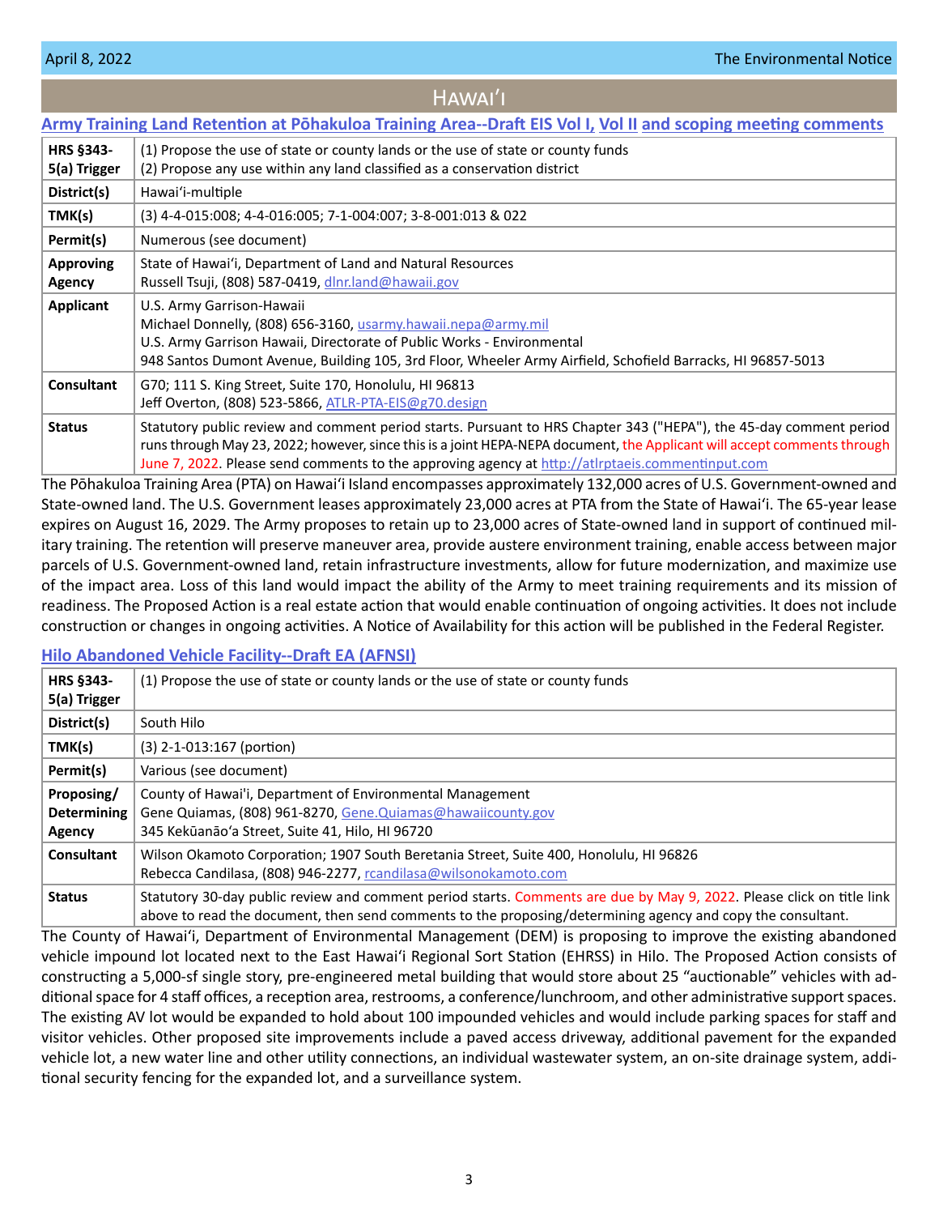# Hawaiʻi

## Army Training Land Retention at Pōhakuloa Training Area--Draft EIS Vol I, Vol II and scoping meeting comments

| | |
|---|---|
| **HRS §343-5(a) Trigger** | (1) Propose the use of state or county lands or the use of state or county funds<br>(2) Propose any use within any land classified as a conservation district |
| **District(s)** | Hawaiʻi-multiple |
| **TMK(s)** | (3) 4-4-015:008; 4-4-016:005; 7-1-004:007; 3-8-001:013 & 022 |
| **Permit(s)** | Numerous (see document) |
| **Approving Agency** | State of Hawaiʻi, Department of Land and Natural Resources<br>Russell Tsuji, (808) 587-0419, dlnr.land@hawaii.gov |
| **Applicant** | U.S. Army Garrison-Hawaii<br>Michael Donnelly, (808) 656-3160, usarmy.hawaii.nepa@army.mil<br>U.S. Army Garrison Hawaii, Directorate of Public Works - Environmental<br>948 Santos Dumont Avenue, Building 105, 3rd Floor, Wheeler Army Airfield, Schofield Barracks, HI 96857-5013 |
| **Consultant** | G70; 111 S. King Street, Suite 170, Honolulu, HI 96813<br>Jeff Overton, (808) 523-5866, ATLR-PTA-EIS@g70.design |
| **Status** | Statutory public review and comment period starts. Pursuant to HRS Chapter 343 ("HEPA"), the 45-day comment period runs through May 23, 2022; however, since this is a joint HEPA-NEPA document, the Applicant will accept comments through June 7, 2022. Please send comments to the approving agency at http://atlrptaeis.commentinput.com |

The Pōhakuloa Training Area (PTA) on Hawaiʻi Island encompasses approximately 132,000 acres of U.S. Government-owned and State-owned land. The U.S. Government leases approximately 23,000 acres at PTA from the State of Hawaiʻi. The 65-year lease expires on August 16, 2029. The Army proposes to retain up to 23,000 acres of State-owned land in support of continued military training. The retention will preserve maneuver area, provide austere environment training, enable access between major parcels of U.S. Government-owned land, retain infrastructure investments, allow for future modernization, and maximize use of the impact area. Loss of this land would impact the ability of the Army to meet training requirements and its mission of readiness. The Proposed Action is a real estate action that would enable continuation of ongoing activities. It does not include construction or changes in ongoing activities. A Notice of Availability for this action will be published in the Federal Register.

## Hilo Abandoned Vehicle Facility--Draft EA (AFNSI)

| | |
|---|---|
| **HRS §343-5(a) Trigger** | (1) Propose the use of state or county lands or the use of state or county funds |
| **District(s)** | South Hilo |
| **TMK(s)** | (3) 2-1-013:167 (portion) |
| **Permit(s)** | Various (see document) |
| **Proposing/ Determining Agency** | County of Hawai'i, Department of Environmental Management<br>Gene Quiamas, (808) 961-8270, Gene.Quiamas@hawaiicounty.gov<br>345 Kekūanāōʻa Street, Suite 41, Hilo, HI 96720 |
| **Consultant** | Wilson Okamoto Corporation; 1907 South Beretania Street, Suite 400, Honolulu, HI 96826<br>Rebecca Candilasa, (808) 946-2277, rcandilasa@wilsonokamoto.com |
| **Status** | Statutory 30-day public review and comment period starts. Comments are due by May 9, 2022. Please click on title link above to read the document, then send comments to the proposing/determining agency and copy the consultant. |

The County of Hawaiʻi, Department of Environmental Management (DEM) is proposing to improve the existing abandoned vehicle impound lot located next to the East Hawaiʻi Regional Sort Station (EHRSS) in Hilo. The Proposed Action consists of constructing a 5,000-sf single story, pre-engineered metal building that would store about 25 "auctionable" vehicles with additional space for 4 staff offices, a reception area, restrooms, a conference/lunchroom, and other administrative support spaces. The existing AV lot would be expanded to hold about 100 impounded vehicles and would include parking spaces for staff and visitor vehicles. Other proposed site improvements include a paved access driveway, additional pavement for the expanded vehicle lot, a new water line and other utility connections, an individual wastewater system, an on-site drainage system, additional security fencing for the expanded lot, and a surveillance system.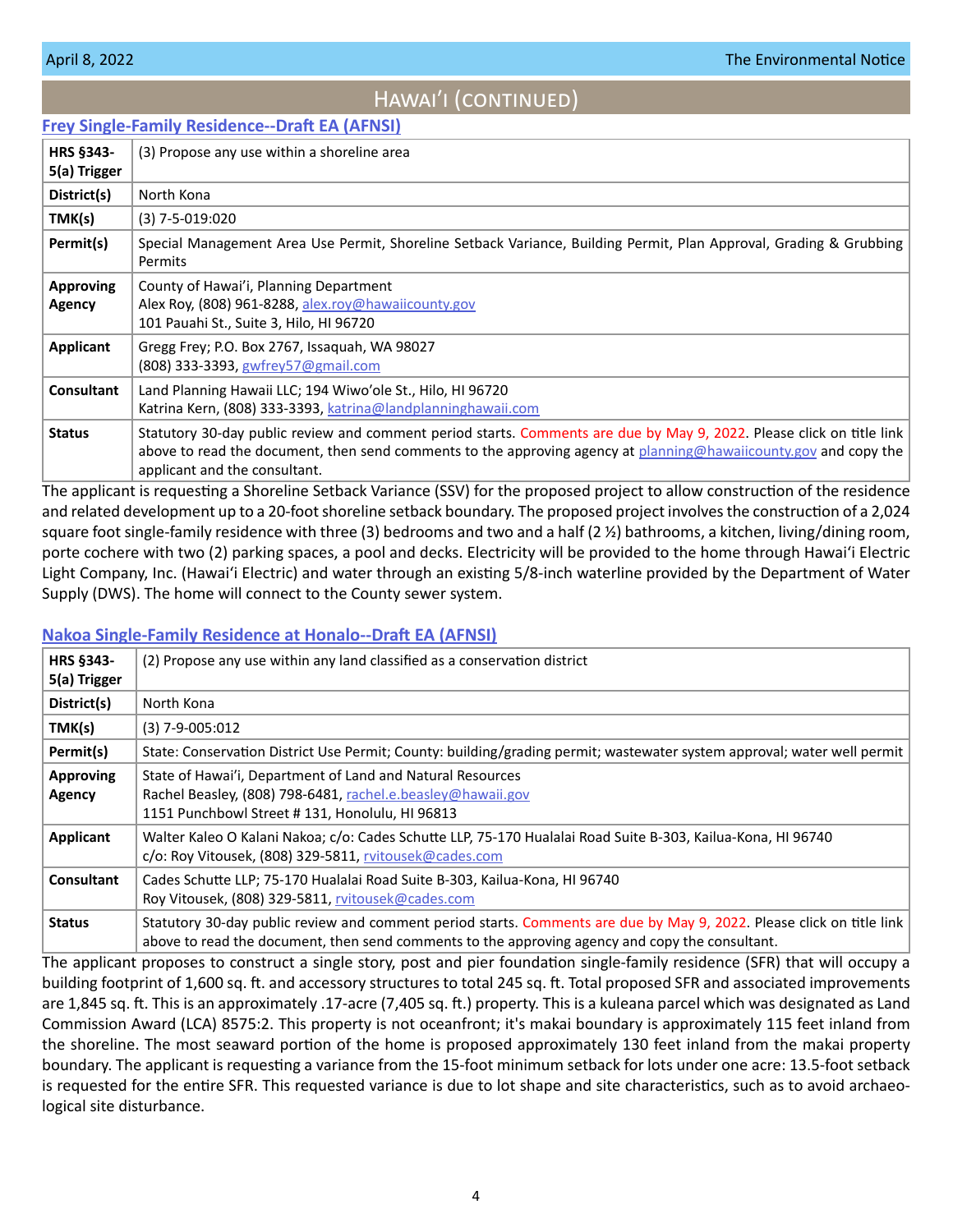## Hawaiʻi (continued)

### Frey Single-Family Residence--Draft EA (AFNSI)

| | |
|---|---|
| **HRS §343-5(a) Trigger** | (3) Propose any use within a shoreline area |
| **District(s)** | North Kona |
| **TMK(s)** | (3) 7-5-019:020 |
| **Permit(s)** | Special Management Area Use Permit, Shoreline Setback Variance, Building Permit, Plan Approval, Grading & Grubbing Permits |
| **Approving Agency** | County of Hawaiʻi, Planning Department<br>Alex Roy, (808) 961-8288, alex.roy@hawaiicounty.gov<br>101 Pauahi St., Suite 3, Hilo, HI 96720 |
| **Applicant** | Gregg Frey; P.O. Box 2767, Issaquah, WA 98027<br>(808) 333-3393, gwfrey57@gmail.com |
| **Consultant** | Land Planning Hawaii LLC; 194 Wiwoʻole St., Hilo, HI 96720<br>Katrina Kern, (808) 333-3393, katrina@landplanninghawaii.com |
| **Status** | Statutory 30-day public review and comment period starts. Comments are due by May 9, 2022. Please click on title link above to read the document, then send comments to the approving agency at planning@hawaiicounty.gov and copy the applicant and the consultant. |

The applicant is requesting a Shoreline Setback Variance (SSV) for the proposed project to allow construction of the residence and related development up to a 20-foot shoreline setback boundary. The proposed project involves the construction of a 2,024 square foot single-family residence with three (3) bedrooms and two and a half (2 ½) bathrooms, a kitchen, living/dining room, porte cochere with two (2) parking spaces, a pool and decks. Electricity will be provided to the home through Hawaiʻi Electric Light Company, Inc. (Hawaiʻi Electric) and water through an existing 5/8-inch waterline provided by the Department of Water Supply (DWS). The home will connect to the County sewer system.

### Nakoa Single-Family Residence at Honalo--Draft EA (AFNSI)

| | |
|---|---|
| **HRS §343-5(a) Trigger** | (2) Propose any use within any land classified as a conservation district |
| **District(s)** | North Kona |
| **TMK(s)** | (3) 7-9-005:012 |
| **Permit(s)** | State: Conservation District Use Permit; County: building/grading permit; wastewater system approval; water well permit |
| **Approving Agency** | State of Hawaiʻi, Department of Land and Natural Resources<br>Rachel Beasley, (808) 798-6481, rachel.e.beasley@hawaii.gov<br>1151 Punchbowl Street # 131, Honolulu, HI 96813 |
| **Applicant** | Walter Kaleo O Kalani Nakoa; c/o: Cades Schutte LLP, 75-170 Hualalai Road Suite B-303, Kailua-Kona, HI 96740<br>c/o: Roy Vitousek, (808) 329-5811, rvitousek@cades.com |
| **Consultant** | Cades Schutte LLP; 75-170 Hualalai Road Suite B-303, Kailua-Kona, HI 96740<br>Roy Vitousek, (808) 329-5811, rvitousek@cades.com |
| **Status** | Statutory 30-day public review and comment period starts. Comments are due by May 9, 2022. Please click on title link above to read the document, then send comments to the approving agency and copy the consultant. |

The applicant proposes to construct a single story, post and pier foundation single-family residence (SFR) that will occupy a building footprint of 1,600 sq. ft. and accessory structures to total 245 sq. ft. Total proposed SFR and associated improvements are 1,845 sq. ft. This is an approximately .17-acre (7,405 sq. ft.) property. This is a kuleana parcel which was designated as Land Commission Award (LCA) 8575:2. This property is not oceanfront; it's makai boundary is approximately 115 feet inland from the shoreline. The most seaward portion of the home is proposed approximately 130 feet inland from the makai property boundary. The applicant is requesting a variance from the 15-foot minimum setback for lots under one acre: 13.5-foot setback is requested for the entire SFR. This requested variance is due to lot shape and site characteristics, such as to avoid archaeological site disturbance.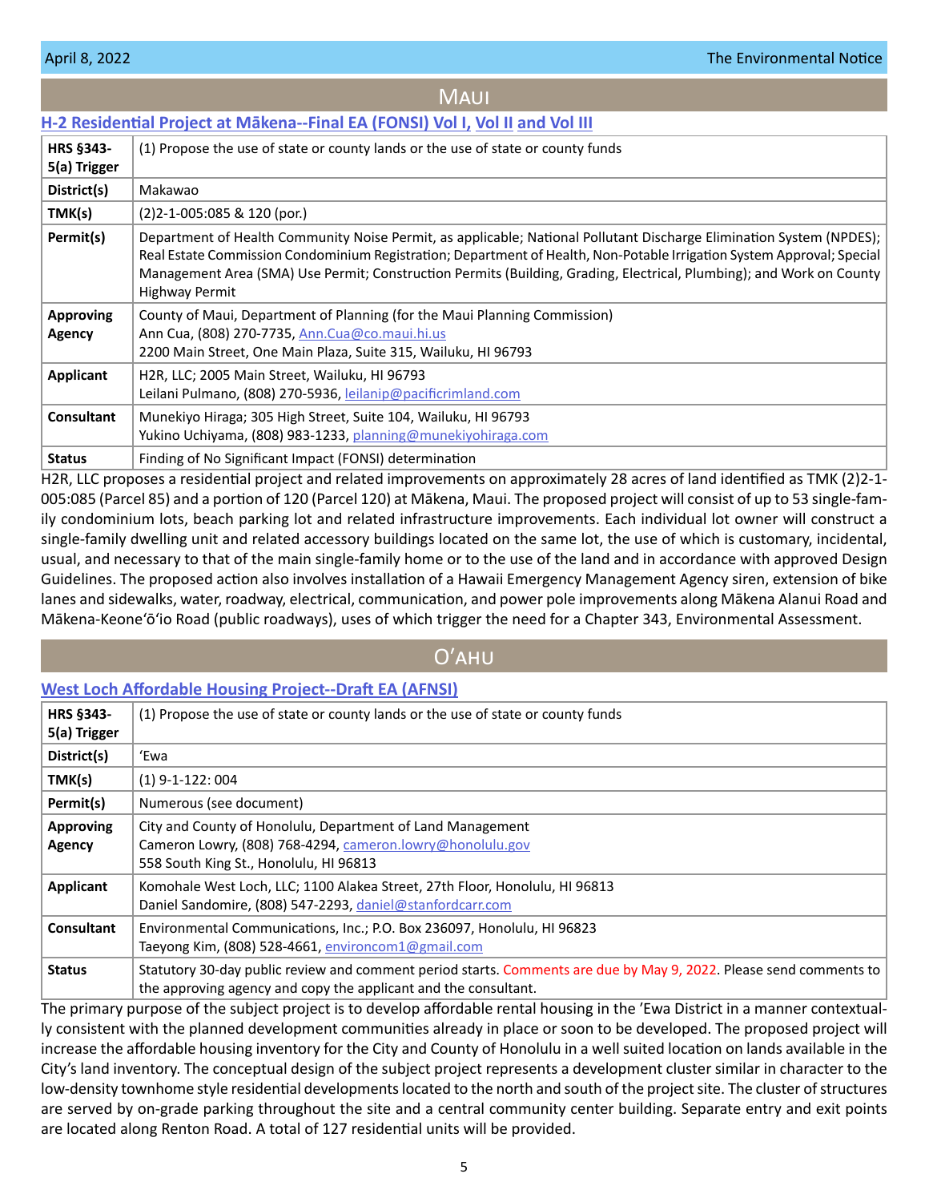## Maui

### H-2 Residential Project at Mākena--Final EA (FONSI) Vol I, Vol II and Vol III

| | |
|---|---|
| **HRS §343-5(a) Trigger** | (1) Propose the use of state or county lands or the use of state or county funds |
| **District(s)** | Makawao |
| **TMK(s)** | (2)2-1-005:085 & 120 (por.) |
| **Permit(s)** | Department of Health Community Noise Permit, as applicable; National Pollutant Discharge Elimination System (NPDES); Real Estate Commission Condominium Registration; Department of Health, Non-Potable Irrigation System Approval; Special Management Area (SMA) Use Permit; Construction Permits (Building, Grading, Electrical, Plumbing); and Work on County Highway Permit |
| **Approving Agency** | County of Maui, Department of Planning (for the Maui Planning Commission)<br>Ann Cua, (808) 270-7735, Ann.Cua@co.maui.hi.us<br>2200 Main Street, One Main Plaza, Suite 315, Wailuku, HI 96793 |
| **Applicant** | H2R, LLC; 2005 Main Street, Wailuku, HI 96793<br>Leilani Pulmano, (808) 270-5936, leilanip@pacificrimland.com |
| **Consultant** | Munekiyo Hiraga; 305 High Street, Suite 104, Wailuku, HI 96793<br>Yukino Uchiyama, (808) 983-1233, planning@munekiyohiraga.com |
| **Status** | Finding of No Significant Impact (FONSI) determination |

H2R, LLC proposes a residential project and related improvements on approximately 28 acres of land identified as TMK (2)2-1-005:085 (Parcel 85) and a portion of 120 (Parcel 120) at Mākena, Maui. The proposed project will consist of up to 53 single-family condominium lots, beach parking lot and related infrastructure improvements. Each individual lot owner will construct a single-family dwelling unit and related accessory buildings located on the same lot, the use of which is customary, incidental, usual, and necessary to that of the main single-family home or to the use of the land and in accordance with approved Design Guidelines. The proposed action also involves installation of a Hawaii Emergency Management Agency siren, extension of bike lanes and sidewalks, water, roadway, electrical, communication, and power pole improvements along Mākena Alanui Road and Mākena-Keoneʻōʻio Road (public roadways), uses of which trigger the need for a Chapter 343, Environmental Assessment.

## Oʻahu

### West Loch Affordable Housing Project--Draft EA (AFNSI)

| | |
|---|---|
| **HRS §343-5(a) Trigger** | (1) Propose the use of state or county lands or the use of state or county funds |
| **District(s)** | ʻEwa |
| **TMK(s)** | (1) 9-1-122: 004 |
| **Permit(s)** | Numerous (see document) |
| **Approving Agency** | City and County of Honolulu, Department of Land Management<br>Cameron Lowry, (808) 768-4294, cameron.lowry@honolulu.gov<br>558 South King St., Honolulu, HI 96813 |
| **Applicant** | Komohale West Loch, LLC; 1100 Alakea Street, 27th Floor, Honolulu, HI 96813<br>Daniel Sandomire, (808) 547-2293, daniel@stanfordcarr.com |
| **Consultant** | Environmental Communications, Inc.; P.O. Box 236097, Honolulu, HI 96823<br>Taeyong Kim, (808) 528-4661, environcom1@gmail.com |
| **Status** | Statutory 30-day public review and comment period starts. Comments are due by May 9, 2022. Please send comments to the approving agency and copy the applicant and the consultant. |

The primary purpose of the subject project is to develop affordable rental housing in the ʻEwa District in a manner contextually consistent with the planned development communities already in place or soon to be developed. The proposed project will increase the affordable housing inventory for the City and County of Honolulu in a well suited location on lands available in the City's land inventory. The conceptual design of the subject project represents a development cluster similar in character to the low-density townhome style residential developments located to the north and south of the project site. The cluster of structures are served by on-grade parking throughout the site and a central community center building. Separate entry and exit points are located along Renton Road. A total of 127 residential units will be provided.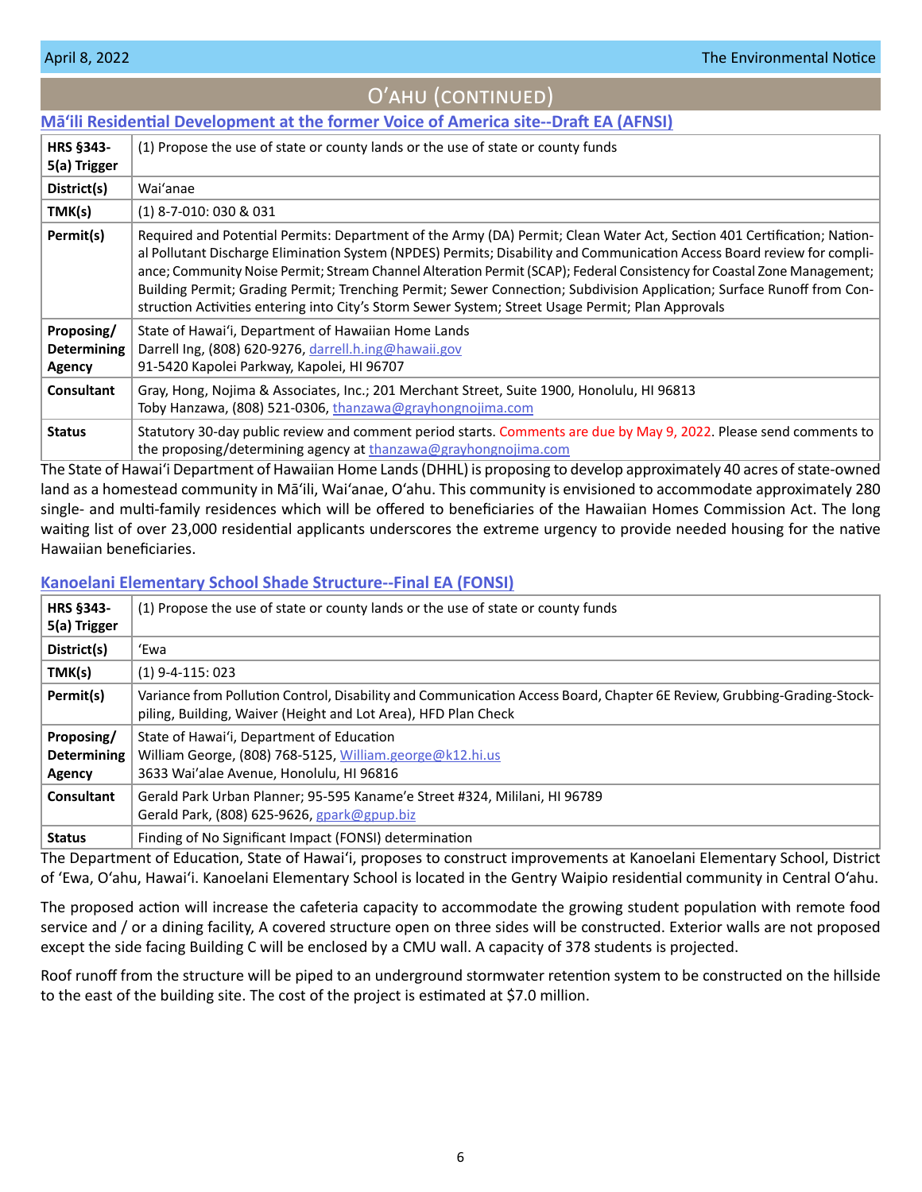## O'ahu (continued)

### Mā'ili Residential Development at the former Voice of America site--Draft EA (AFNSI)

| | |
|---|---|
| **HRS §343-5(a) Trigger** | (1) Propose the use of state or county lands or the use of state or county funds |
| **District(s)** | Wai'anae |
| **TMK(s)** | (1) 8-7-010: 030 & 031 |
| **Permit(s)** | Required and Potential Permits: Department of the Army (DA) Permit; Clean Water Act, Section 401 Certification; National Pollutant Discharge Elimination System (NPDES) Permits; Disability and Communication Access Board review for compliance; Community Noise Permit; Stream Channel Alteration Permit (SCAP); Federal Consistency for Coastal Zone Management; Building Permit; Grading Permit; Trenching Permit; Sewer Connection; Subdivision Application; Surface Runoff from Construction Activities entering into City's Storm Sewer System; Street Usage Permit; Plan Approvals |
| **Proposing/ Determining Agency** | State of Hawai'i, Department of Hawaiian Home Lands<br>Darrell Ing, (808) 620-9276, darrell.h.ing@hawaii.gov<br>91-5420 Kapolei Parkway, Kapolei, HI 96707 |
| **Consultant** | Gray, Hong, Nojima & Associates, Inc.; 201 Merchant Street, Suite 1900, Honolulu, HI 96813<br>Toby Hanzawa, (808) 521-0306, thanzawa@grayhongnojima.com |
| **Status** | Statutory 30-day public review and comment period starts. Comments are due by May 9, 2022. Please send comments to the proposing/determining agency at thanzawa@grayhongnojima.com |

The State of Hawai'i Department of Hawaiian Home Lands (DHHL) is proposing to develop approximately 40 acres of state-owned land as a homestead community in Mā'ili, Wai'anae, O'ahu. This community is envisioned to accommodate approximately 280 single- and multi-family residences which will be offered to beneficiaries of the Hawaiian Homes Commission Act. The long waiting list of over 23,000 residential applicants underscores the extreme urgency to provide needed housing for the native Hawaiian beneficiaries.

### Kanoelani Elementary School Shade Structure--Final EA (FONSI)

| | |
|---|---|
| **HRS §343-5(a) Trigger** | (1) Propose the use of state or county lands or the use of state or county funds |
| **District(s)** | 'Ewa |
| **TMK(s)** | (1) 9-4-115: 023 |
| **Permit(s)** | Variance from Pollution Control, Disability and Communication Access Board, Chapter 6E Review, Grubbing-Grading-Stockpiling, Building, Waiver (Height and Lot Area), HFD Plan Check |
| **Proposing/ Determining Agency** | State of Hawai'i, Department of Education<br>William George, (808) 768-5125, William.george@k12.hi.us<br>3633 Wai'alae Avenue, Honolulu, HI 96816 |
| **Consultant** | Gerald Park Urban Planner; 95-595 Kaname'e Street #324, Mililani, HI 96789<br>Gerald Park, (808) 625-9626, gpark@gpup.biz |
| **Status** | Finding of No Significant Impact (FONSI) determination |

The Department of Education, State of Hawai'i, proposes to construct improvements at Kanoelani Elementary School, District of 'Ewa, O'ahu, Hawai'i. Kanoelani Elementary School is located in the Gentry Waipio residential community in Central O'ahu.

The proposed action will increase the cafeteria capacity to accommodate the growing student population with remote food service and / or a dining facility, A covered structure open on three sides will be constructed. Exterior walls are not proposed except the side facing Building C will be enclosed by a CMU wall. A capacity of 378 students is projected.

Roof runoff from the structure will be piped to an underground stormwater retention system to be constructed on the hillside to the east of the building site. The cost of the project is estimated at $7.0 million.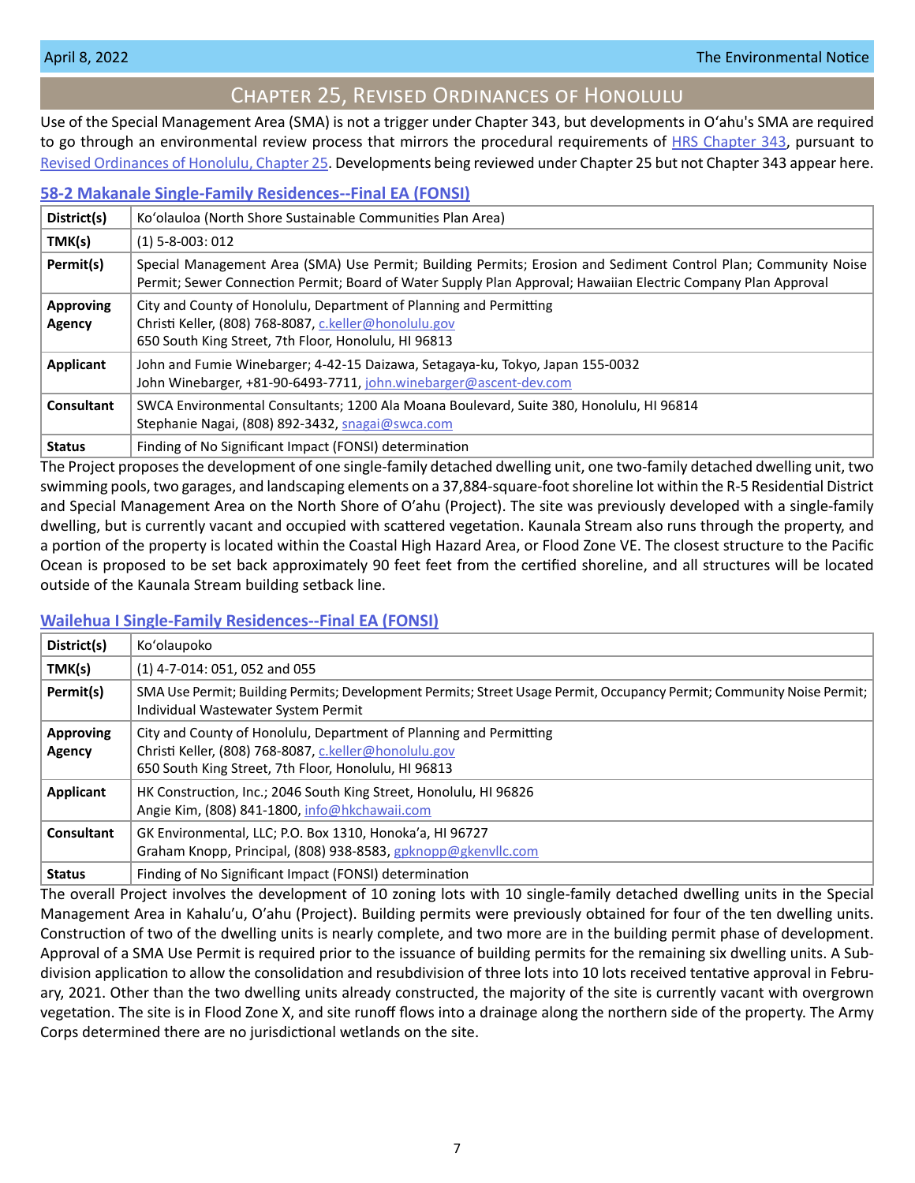# Chapter 25, Revised Ordinances of Honolulu

Use of the Special Management Area (SMA) is not a trigger under Chapter 343, but developments in O'ahu's SMA are required to go through an environmental review process that mirrors the procedural requirements of HRS Chapter 343, pursuant to Revised Ordinances of Honolulu, Chapter 25. Developments being reviewed under Chapter 25 but not Chapter 343 appear here.

## 58-2 Makanale Single-Family Residences--Final EA (FONSI)

| | |
|---|---|
| **District(s)** | Koʻolauloa (North Shore Sustainable Communities Plan Area) |
| **TMK(s)** | (1) 5-8-003: 012 |
| **Permit(s)** | Special Management Area (SMA) Use Permit; Building Permits; Erosion and Sediment Control Plan; Community Noise Permit; Sewer Connection Permit; Board of Water Supply Plan Approval; Hawaiian Electric Company Plan Approval |
| **Approving Agency** | City and County of Honolulu, Department of Planning and Permitting<br>Christi Keller, (808) 768-8087, c.keller@honolulu.gov<br>650 South King Street, 7th Floor, Honolulu, HI 96813 |
| **Applicant** | John and Fumie Winebarger; 4-42-15 Daizawa, Setagaya-ku, Tokyo, Japan 155-0032<br>John Winebarger, +81-90-6493-7711, john.winebarger@ascent-dev.com |
| **Consultant** | SWCA Environmental Consultants; 1200 Ala Moana Boulevard, Suite 380, Honolulu, HI 96814<br>Stephanie Nagai, (808) 892-3432, snagai@swca.com |
| **Status** | Finding of No Significant Impact (FONSI) determination |

The Project proposes the development of one single-family detached dwelling unit, one two-family detached dwelling unit, two swimming pools, two garages, and landscaping elements on a 37,884-square-foot shoreline lot within the R-5 Residential District and Special Management Area on the North Shore of O'ahu (Project). The site was previously developed with a single-family dwelling, but is currently vacant and occupied with scattered vegetation. Kaunala Stream also runs through the property, and a portion of the property is located within the Coastal High Hazard Area, or Flood Zone VE. The closest structure to the Pacific Ocean is proposed to be set back approximately 90 feet feet from the certified shoreline, and all structures will be located outside of the Kaunala Stream building setback line.

## Wailehua I Single-Family Residences--Final EA (FONSI)

| | |
|---|---|
| **District(s)** | Koʻolaupoko |
| **TMK(s)** | (1) 4-7-014: 051, 052 and 055 |
| **Permit(s)** | SMA Use Permit; Building Permits; Development Permits; Street Usage Permit, Occupancy Permit; Community Noise Permit; Individual Wastewater System Permit |
| **Approving Agency** | City and County of Honolulu, Department of Planning and Permitting<br>Christi Keller, (808) 768-8087, c.keller@honolulu.gov<br>650 South King Street, 7th Floor, Honolulu, HI 96813 |
| **Applicant** | HK Construction, Inc.; 2046 South King Street, Honolulu, HI 96826<br>Angie Kim, (808) 841-1800, info@hkchawaii.com |
| **Consultant** | GK Environmental, LLC; P.O. Box 1310, Honokaʻa, HI 96727<br>Graham Knopp, Principal, (808) 938-8583, gpknopp@gkenvllc.com |
| **Status** | Finding of No Significant Impact (FONSI) determination |

The overall Project involves the development of 10 zoning lots with 10 single-family detached dwelling units in the Special Management Area in Kahaluʻu, Oʻahu (Project). Building permits were previously obtained for four of the ten dwelling units. Construction of two of the dwelling units is nearly complete, and two more are in the building permit phase of development. Approval of a SMA Use Permit is required prior to the issuance of building permits for the remaining six dwelling units. A Subdivision application to allow the consolidation and resubdivision of three lots into 10 lots received tentative approval in February, 2021. Other than the two dwelling units already constructed, the majority of the site is currently vacant with overgrown vegetation. The site is in Flood Zone X, and site runoff flows into a drainage along the northern side of the property. The Army Corps determined there are no jurisdictional wetlands on the site.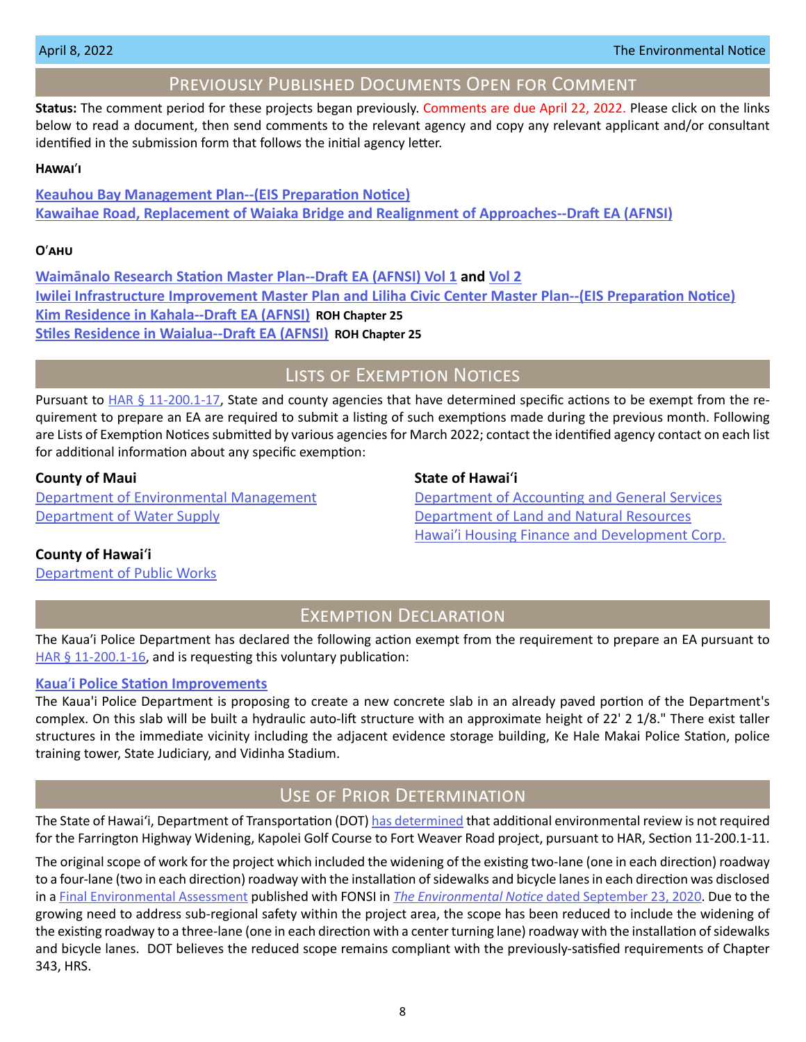## Previously Published Documents Open for Comment

**Status:** The comment period for these projects began previously. Comments are due April 22, 2022. Please click on the links below to read a document, then send comments to the relevant agency and copy any relevant applicant and/or consultant identified in the submission form that follows the initial agency letter.

### Hawaiʻi

**Keauhou Bay Management Plan--(EIS Preparation Notice)**
**Kawaihae Road, Replacement of Waiaka Bridge and Realignment of Approaches--Draft EA (AFNSI)**

### Oʻahu

**Waimānalo Research Station Master Plan--Draft EA (AFNSI) Vol 1 and Vol 2**
**Iwilei Infrastructure Improvement Master Plan and Liliha Civic Center Master Plan--(EIS Preparation Notice)**
**Kim Residence in Kahala--Draft EA (AFNSI) ROH Chapter 25**
**Stiles Residence in Waialua--Draft EA (AFNSI) ROH Chapter 25**

## Lists of Exemption Notices

Pursuant to HAR § 11-200.1-17, State and county agencies that have determined specific actions to be exempt from the requirement to prepare an EA are required to submit a listing of such exemptions made during the previous month. Following are Lists of Exemption Notices submitted by various agencies for March 2022; contact the identified agency contact on each list for additional information about any specific exemption:

**County of Maui**
Department of Environmental Management
Department of Water Supply

**County of Hawaiʻi**
Department of Public Works

**State of Hawaiʻi**
Department of Accounting and General Services
Department of Land and Natural Resources
Hawaiʻi Housing Finance and Development Corp.

## Exemption Declaration

The Kauaʻi Police Department has declared the following action exempt from the requirement to prepare an EA pursuant to HAR § 11-200.1-16, and is requesting this voluntary publication:

**Kauaʻi Police Station Improvements**

The Kaua'i Police Department is proposing to create a new concrete slab in an already paved portion of the Department's complex. On this slab will be built a hydraulic auto-lift structure with an approximate height of 22' 2 1/8." There exist taller structures in the immediate vicinity including the adjacent evidence storage building, Ke Hale Makai Police Station, police training tower, State Judiciary, and Vidinha Stadium.

## Use of Prior Determination

The State of Hawaiʻi, Department of Transportation (DOT) has determined that additional environmental review is not required for the Farrington Highway Widening, Kapolei Golf Course to Fort Weaver Road project, pursuant to HAR, Section 11-200.1-11.

The original scope of work for the project which included the widening of the existing two-lane (one in each direction) roadway to a four-lane (two in each direction) roadway with the installation of sidewalks and bicycle lanes in each direction was disclosed in a Final Environmental Assessment published with FONSI in *The Environmental Notice* dated September 23, 2020. Due to the growing need to address sub-regional safety within the project area, the scope has been reduced to include the widening of the existing roadway to a three-lane (one in each direction with a center turning lane) roadway with the installation of sidewalks and bicycle lanes. DOT believes the reduced scope remains compliant with the previously-satisfied requirements of Chapter 343, HRS.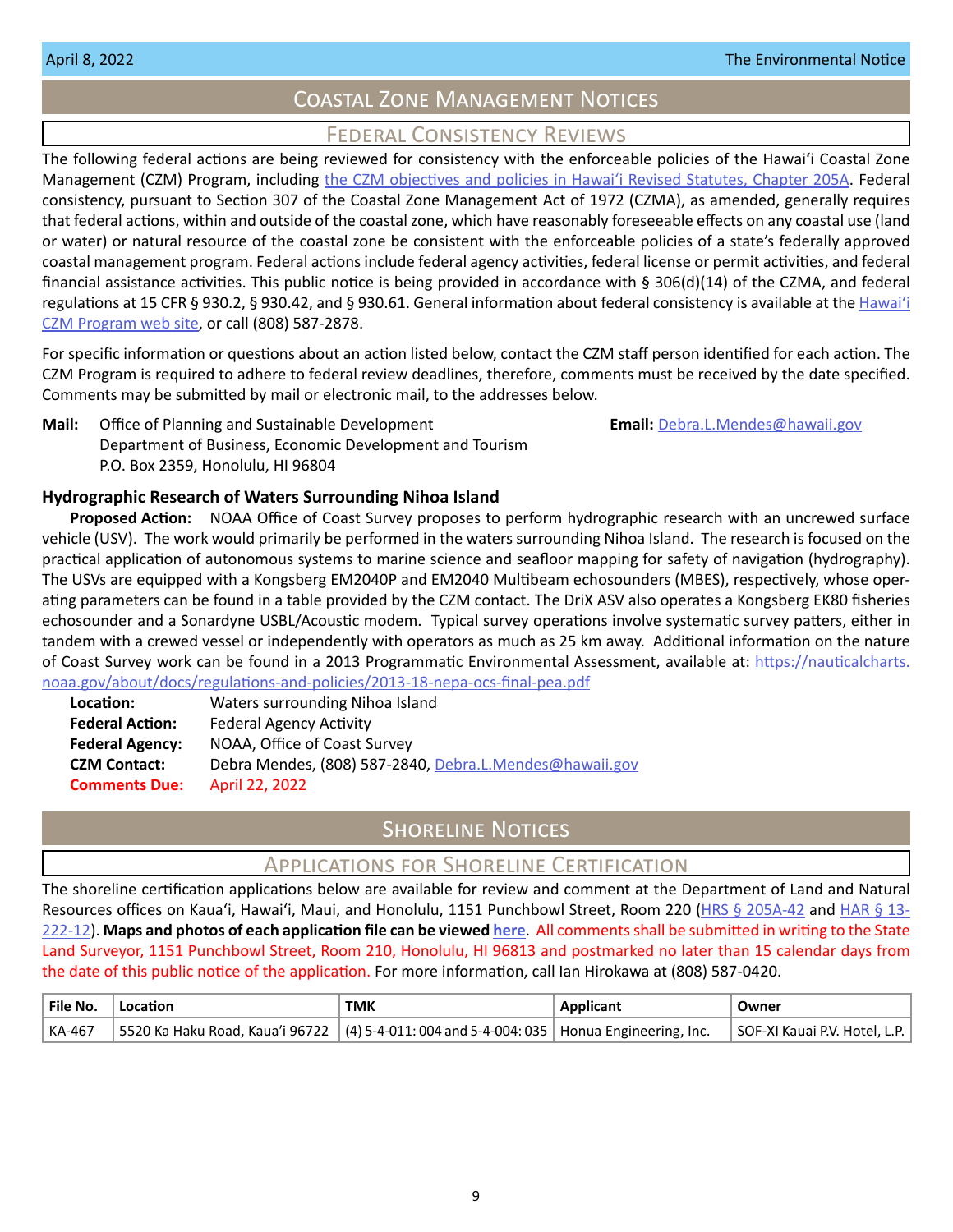# Coastal Zone Management Notices

## Federal Consistency Reviews

The following federal actions are being reviewed for consistency with the enforceable policies of the Hawaiʻi Coastal Zone Management (CZM) Program, including the CZM objectives and policies in Hawaiʻi Revised Statutes, Chapter 205A. Federal consistency, pursuant to Section 307 of the Coastal Zone Management Act of 1972 (CZMA), as amended, generally requires that federal actions, within and outside of the coastal zone, which have reasonably foreseeable effects on any coastal use (land or water) or natural resource of the coastal zone be consistent with the enforceable policies of a state's federally approved coastal management program. Federal actions include federal agency activities, federal license or permit activities, and federal financial assistance activities. This public notice is being provided in accordance with § 306(d)(14) of the CZMA, and federal regulations at 15 CFR § 930.2, § 930.42, and § 930.61. General information about federal consistency is available at the Hawaiʻi CZM Program web site, or call (808) 587-2878.

For specific information or questions about an action listed below, contact the CZM staff person identified for each action. The CZM Program is required to adhere to federal review deadlines, therefore, comments must be received by the date specified. Comments may be submitted by mail or electronic mail, to the addresses below.

**Mail:** Office of Planning and Sustainable Development
Department of Business, Economic Development and Tourism
P.O. Box 2359, Honolulu, HI 96804

**Email:** Debra.L.Mendes@hawaii.gov

### Hydrographic Research of Waters Surrounding Nihoa Island

**Proposed Action:** NOAA Office of Coast Survey proposes to perform hydrographic research with an uncrewed surface vehicle (USV). The work would primarily be performed in the waters surrounding Nihoa Island. The research is focused on the practical application of autonomous systems to marine science and seafloor mapping for safety of navigation (hydrography). The USVs are equipped with a Kongsberg EM2040P and EM2040 Multibeam echosounders (MBES), respectively, whose operating parameters can be found in a table provided by the CZM contact. The DriX ASV also operates a Kongsberg EK80 fisheries echosounder and a Sonardyne USBL/Acoustic modem. Typical survey operations involve systematic survey patters, either in tandem with a crewed vessel or independently with operators as much as 25 km away. Additional information on the nature of Coast Survey work can be found in a 2013 Programmatic Environmental Assessment, available at: https://nauticalcharts.noaa.gov/about/docs/regulations-and-policies/2013-18-nepa-ocs-final-pea.pdf

**Location:** Waters surrounding Nihoa Island
**Federal Action:** Federal Agency Activity
**Federal Agency:** NOAA, Office of Coast Survey
**CZM Contact:** Debra Mendes, (808) 587-2840, Debra.L.Mendes@hawaii.gov
**Comments Due:** April 22, 2022

# Shoreline Notices

## Applications for Shoreline Certification

The shoreline certification applications below are available for review and comment at the Department of Land and Natural Resources offices on Kauaʻi, Hawaiʻi, Maui, and Honolulu, 1151 Punchbowl Street, Room 220 (HRS § 205A-42 and HAR § 13-222-12). **Maps and photos of each application file can be viewed here**. All comments shall be submitted in writing to the State Land Surveyor, 1151 Punchbowl Street, Room 210, Honolulu, HI 96813 and postmarked no later than 15 calendar days from the date of this public notice of the application. For more information, call Ian Hirokawa at (808) 587-0420.

| File No. | Location | TMK | Applicant | Owner |
|---|---|---|---|---|
| KA-467 | 5520 Ka Haku Road, Kauaʻi 96722 | (4) 5-4-011: 004 and 5-4-004: 035 | Honua Engineering, Inc. | SOF-XI Kauai P.V. Hotel, L.P. |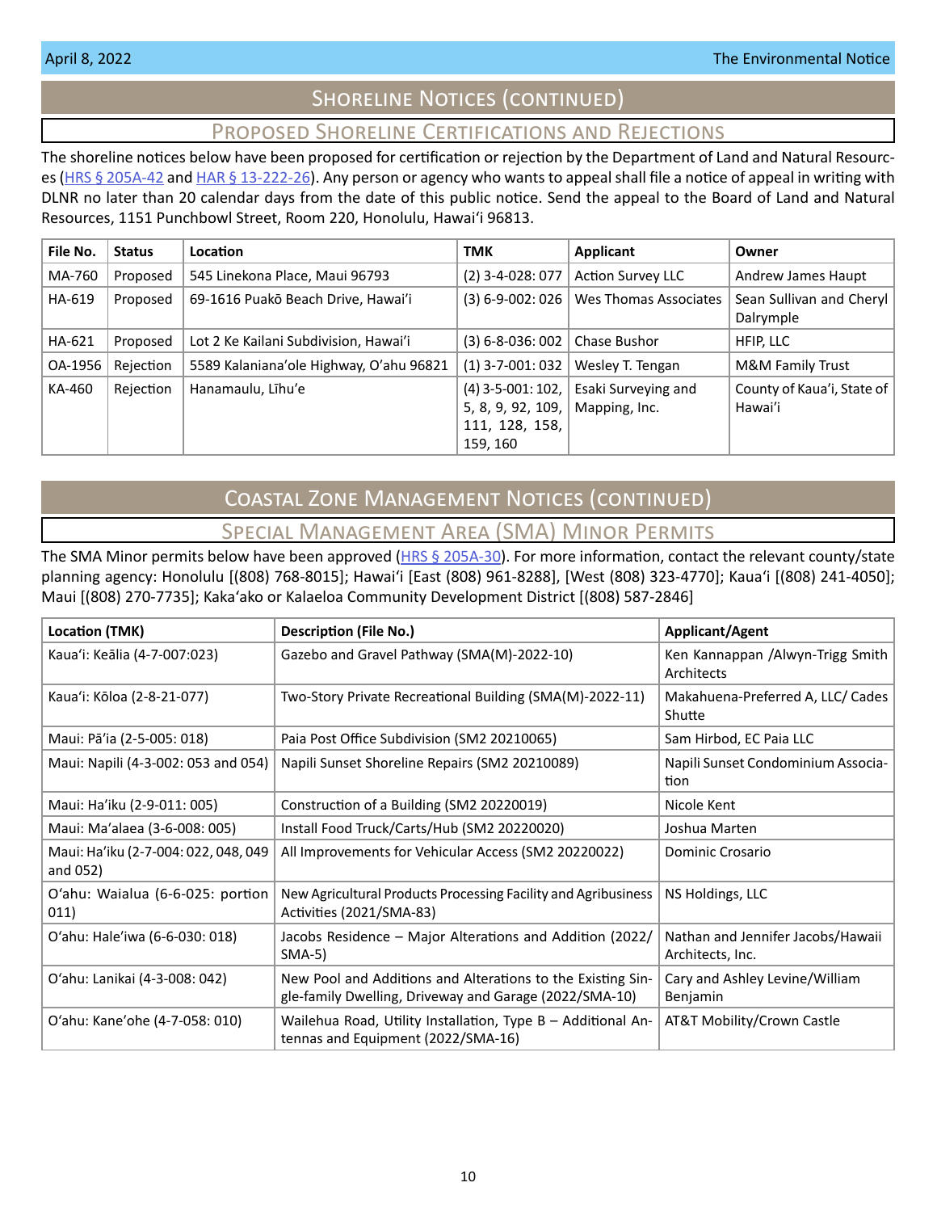## Shoreline Notices (continued)

### Proposed Shoreline Certifications and Rejections

The shoreline notices below have been proposed for certification or rejection by the Department of Land and Natural Resources (HRS § 205A-42 and HAR § 13-222-26). Any person or agency who wants to appeal shall file a notice of appeal in writing with DLNR no later than 20 calendar days from the date of this public notice. Send the appeal to the Board of Land and Natural Resources, 1151 Punchbowl Street, Room 220, Honolulu, Hawai'i 96813.

| File No. | Status | Location | TMK | Applicant | Owner |
|---|---|---|---|---|---|
| MA-760 | Proposed | 545 Linekona Place, Maui 96793 | (2) 3-4-028: 077 | Action Survey LLC | Andrew James Haupt |
| HA-619 | Proposed | 69-1616 Puakō Beach Drive, Hawai'i | (3) 6-9-002: 026 | Wes Thomas Associates | Sean Sullivan and Cheryl Dalrymple |
| HA-621 | Proposed | Lot 2 Ke Kailani Subdivision, Hawai'i | (3) 6-8-036: 002 | Chase Bushor | HFIP, LLC |
| OA-1956 | Rejection | 5589 Kalaniana'ole Highway, O'ahu 96821 | (1) 3-7-001: 032 | Wesley T. Tengan | M&M Family Trust |
| KA-460 | Rejection | Hanamaulu, Līhu'e | (4) 3-5-001: 102, 5, 8, 9, 92, 109, 111, 128, 158, 159, 160 | Esaki Surveying and Mapping, Inc. | County of Kaua'i, State of Hawai'i |

## Coastal Zone Management Notices (continued)

### Special Management Area (SMA) Minor Permits

The SMA Minor permits below have been approved (HRS § 205A-30). For more information, contact the relevant county/state planning agency: Honolulu [(808) 768-8015]; Hawai'i [East (808) 961-8288], [West (808) 323-4770]; Kaua'i [(808) 241-4050]; Maui [(808) 270-7735]; Kaka'ako or Kalaeloa Community Development District [(808) 587-2846]

| Location (TMK) | Description (File No.) | Applicant/Agent |
|---|---|---|
| Kaua'i: Keālia (4-7-007:023) | Gazebo and Gravel Pathway (SMA(M)-2022-10) | Ken Kannappan /Alwyn-Trigg Smith Architects |
| Kaua'i: Kōloa (2-8-21-077) | Two-Story Private Recreational Building (SMA(M)-2022-11) | Makahuena-Preferred A, LLC/ Cades Shutte |
| Maui: Pā'ia (2-5-005: 018) | Paia Post Office Subdivision (SM2 20210065) | Sam Hirbod, EC Paia LLC |
| Maui: Napili (4-3-002: 053 and 054) | Napili Sunset Shoreline Repairs (SM2 20210089) | Napili Sunset Condominium Association |
| Maui: Ha'iku (2-9-011: 005) | Construction of a Building (SM2 20220019) | Nicole Kent |
| Maui: Ma'alaea (3-6-008: 005) | Install Food Truck/Carts/Hub (SM2 20220020) | Joshua Marten |
| Maui: Ha'iku (2-7-004: 022, 048, 049 and 052) | All Improvements for Vehicular Access (SM2 20220022) | Dominic Crosario |
| O'ahu: Waialua (6-6-025: portion 011) | New Agricultural Products Processing Facility and Agribusiness Activities (2021/SMA-83) | NS Holdings, LLC |
| O'ahu: Hale'iwa (6-6-030: 018) | Jacobs Residence – Major Alterations and Addition (2022/SMA-5) | Nathan and Jennifer Jacobs/Hawaii Architects, Inc. |
| O'ahu: Lanikai (4-3-008: 042) | New Pool and Additions and Alterations to the Existing Single-family Dwelling, Driveway and Garage (2022/SMA-10) | Cary and Ashley Levine/William Benjamin |
| O'ahu: Kane'ohe (4-7-058: 010) | Wailehua Road, Utility Installation, Type B – Additional Antennas and Equipment (2022/SMA-16) | AT&T Mobility/Crown Castle |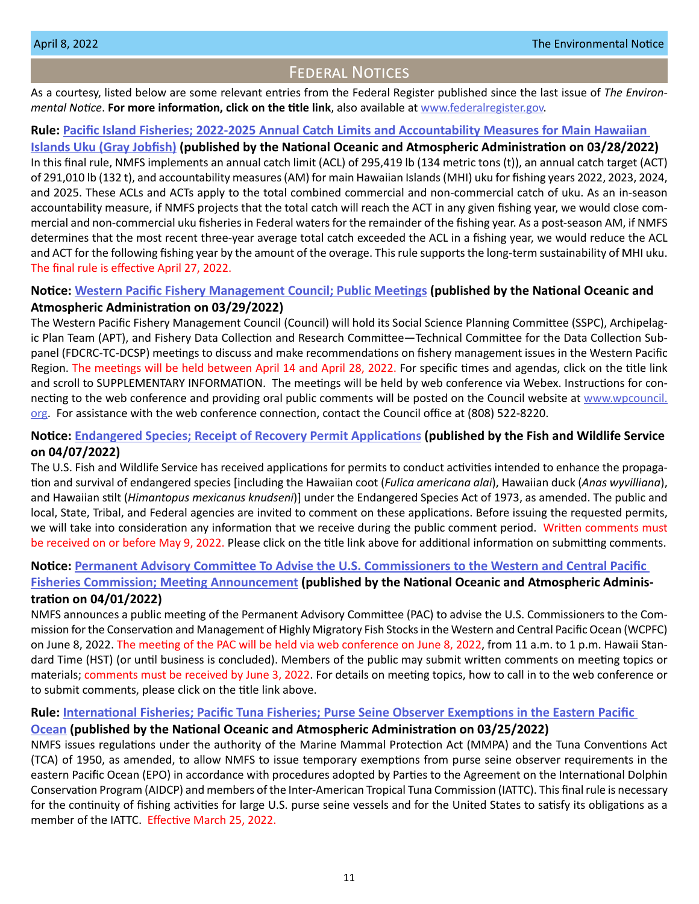## Federal Notices

As a courtesy, listed below are some relevant entries from the Federal Register published since the last issue of *The Environmental Notice*. **For more information, click on the title link**, also available at www.federalregister.gov.

**Rule: Pacific Island Fisheries; 2022-2025 Annual Catch Limits and Accountability Measures for Main Hawaiian Islands Uku (Gray Jobfish) (published by the National Oceanic and Atmospheric Administration on 03/28/2022)**

In this final rule, NMFS implements an annual catch limit (ACL) of 295,419 lb (134 metric tons (t)), an annual catch target (ACT) of 291,010 lb (132 t), and accountability measures (AM) for main Hawaiian Islands (MHI) uku for fishing years 2022, 2023, 2024, and 2025. These ACLs and ACTs apply to the total combined commercial and non-commercial catch of uku. As an in-season accountability measure, if NMFS projects that the total catch will reach the ACT in any given fishing year, we would close commercial and non-commercial uku fisheries in Federal waters for the remainder of the fishing year. As a post-season AM, if NMFS determines that the most recent three-year average total catch exceeded the ACL in a fishing year, we would reduce the ACL and ACT for the following fishing year by the amount of the overage. This rule supports the long-term sustainability of MHI uku. The final rule is effective April 27, 2022.

**Notice: Western Pacific Fishery Management Council; Public Meetings (published by the National Oceanic and Atmospheric Administration on 03/29/2022)**

The Western Pacific Fishery Management Council (Council) will hold its Social Science Planning Committee (SSPC), Archipelagic Plan Team (APT), and Fishery Data Collection and Research Committee—Technical Committee for the Data Collection Subpanel (FDCRC-TC-DCSP) meetings to discuss and make recommendations on fishery management issues in the Western Pacific Region. The meetings will be held between April 14 and April 28, 2022. For specific times and agendas, click on the title link and scroll to SUPPLEMENTARY INFORMATION. The meetings will be held by web conference via Webex. Instructions for connecting to the web conference and providing oral public comments will be posted on the Council website at www.wpcouncil.org. For assistance with the web conference connection, contact the Council office at (808) 522-8220.

**Notice: Endangered Species; Receipt of Recovery Permit Applications (published by the Fish and Wildlife Service on 04/07/2022)**

The U.S. Fish and Wildlife Service has received applications for permits to conduct activities intended to enhance the propagation and survival of endangered species [including the Hawaiian coot (*Fulica americana alai*), Hawaiian duck (*Anas wyvilliana*), and Hawaiian stilt (*Himantopus mexicanus knudseni*)] under the Endangered Species Act of 1973, as amended. The public and local, State, Tribal, and Federal agencies are invited to comment on these applications. Before issuing the requested permits, we will take into consideration any information that we receive during the public comment period. Written comments must be received on or before May 9, 2022. Please click on the title link above for additional information on submitting comments.

**Notice: Permanent Advisory Committee To Advise the U.S. Commissioners to the Western and Central Pacific Fisheries Commission; Meeting Announcement (published by the National Oceanic and Atmospheric Administration on 04/01/2022)**

NMFS announces a public meeting of the Permanent Advisory Committee (PAC) to advise the U.S. Commissioners to the Commission for the Conservation and Management of Highly Migratory Fish Stocks in the Western and Central Pacific Ocean (WCPFC) on June 8, 2022. The meeting of the PAC will be held via web conference on June 8, 2022, from 11 a.m. to 1 p.m. Hawaii Standard Time (HST) (or until business is concluded). Members of the public may submit written comments on meeting topics or materials; comments must be received by June 3, 2022. For details on meeting topics, how to call in to the web conference or to submit comments, please click on the title link above.

**Rule: International Fisheries; Pacific Tuna Fisheries; Purse Seine Observer Exemptions in the Eastern Pacific Ocean (published by the National Oceanic and Atmospheric Administration on 03/25/2022)**

NMFS issues regulations under the authority of the Marine Mammal Protection Act (MMPA) and the Tuna Conventions Act (TCA) of 1950, as amended, to allow NMFS to issue temporary exemptions from purse seine observer requirements in the eastern Pacific Ocean (EPO) in accordance with procedures adopted by Parties to the Agreement on the International Dolphin Conservation Program (AIDCP) and members of the Inter-American Tropical Tuna Commission (IATTC). This final rule is necessary for the continuity of fishing activities for large U.S. purse seine vessels and for the United States to satisfy its obligations as a member of the IATTC. Effective March 25, 2022.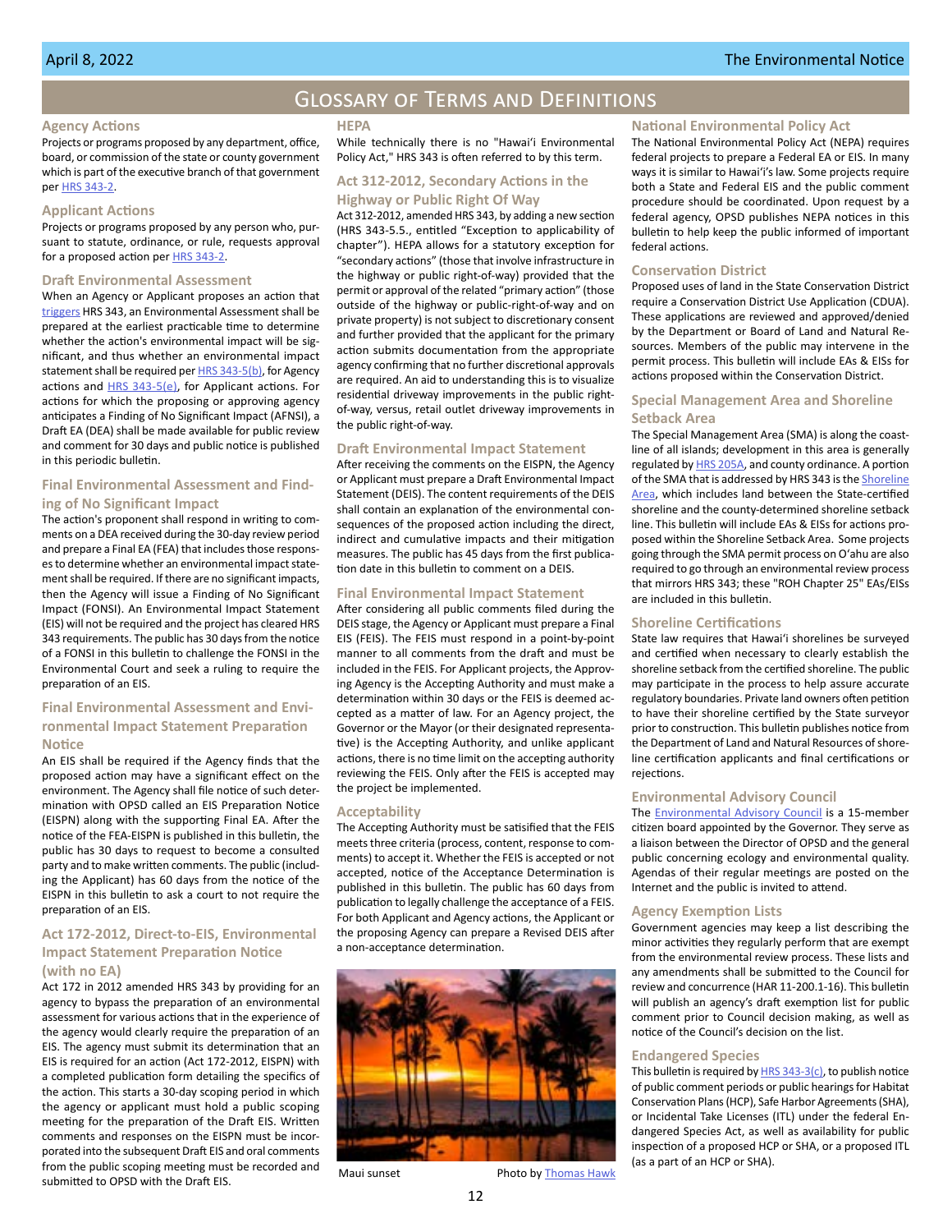# Glossary of Terms and Definitions

## Agency Actions

Projects or programs proposed by any department, office, board, or commission of the state or county government which is part of the executive branch of that government per HRS 343-2.

## Applicant Actions

Projects or programs proposed by any person who, pursuant to statute, ordinance, or rule, requests approval for a proposed action per HRS 343-2.

## Draft Environmental Assessment

When an Agency or Applicant proposes an action that triggers HRS 343, an Environmental Assessment shall be prepared at the earliest practicable time to determine whether the action's environmental impact will be significant, and thus whether an environmental impact statement shall be required per HRS 343-5(b), for Agency actions and HRS 343-5(e), for Applicant actions. For actions for which the proposing or approving agency anticipates a Finding of No Significant Impact (AFNSI), a Draft EA (DEA) shall be made available for public review and comment for 30 days and public notice is published in this periodic bulletin.

## Final Environmental Assessment and Finding of No Significant Impact

The action's proponent shall respond in writing to comments on a DEA received during the 30-day review period and prepare a Final EA (FEA) that includes those responses to determine whether an environmental impact statement shall be required. If there are no significant impacts, then the Agency will issue a Finding of No Significant Impact (FONSI). An Environmental Impact Statement (EIS) will not be required and the project has cleared HRS 343 requirements. The public has 30 days from the notice of a FONSI in this bulletin to challenge the FONSI in the Environmental Court and seek a ruling to require the preparation of an EIS.

## Final Environmental Assessment and Environmental Impact Statement Preparation Notice

An EIS shall be required if the Agency finds that the proposed action may have a significant effect on the environment. The Agency shall file notice of such determination with OPSD called an EIS Preparation Notice (EISPN) along with the supporting Final EA. After the notice of the FEA-EISPN is published in this bulletin, the public has 30 days to request to become a consulted party and to make written comments. The public (including the Applicant) has 60 days from the notice of the EISPN in this bulletin to ask a court to not require the preparation of an EIS.

## Act 172-2012, Direct-to-EIS, Environmental Impact Statement Preparation Notice (with no EA)

Act 172 in 2012 amended HRS 343 by providing for an agency to bypass the preparation of an environmental assessment for various actions that in the experience of the agency would clearly require the preparation of an EIS. The agency must submit its determination that an EIS is required for an action (Act 172-2012, EISPN) with a completed publication form detailing the specifics of the action. This starts a 30-day scoping period in which the agency or applicant must hold a public scoping meeting for the preparation of the Draft EIS. Written comments and responses on the EISPN must be incorporated into the subsequent Draft EIS and oral comments from the public scoping meeting must be recorded and submitted to OPSD with the Draft EIS.

## HEPA

While technically there is no "Hawaiʻi Environmental Policy Act," HRS 343 is often referred to by this term.

## Act 312-2012, Secondary Actions in the Highway or Public Right Of Way

Act 312-2012, amended HRS 343, by adding a new section (HRS 343-5.5., entitled "Exception to applicability of chapter"). HEPA allows for a statutory exception for "secondary actions" (those that involve infrastructure in the highway or public right-of-way) provided that the permit or approval of the related "primary action" (those outside of the highway or public-right-of-way and on private property) is not subject to discretionary consent and further provided that the applicant for the primary action submits documentation from the appropriate agency confirming that no further discretional approvals are required. An aid to understanding this is to visualize residential driveway improvements in the public right-of-way, versus, retail outlet driveway improvements in the public right-of-way.

## Draft Environmental Impact Statement

After receiving the comments on the EISPN, the Agency or Applicant must prepare a Draft Environmental Impact Statement (DEIS). The content requirements of the DEIS shall contain an explanation of the environmental consequences of the proposed action including the direct, indirect and cumulative impacts and their mitigation measures. The public has 45 days from the first publication date in this bulletin to comment on a DEIS.

## Final Environmental Impact Statement

After considering all public comments filed during the DEIS stage, the Agency or Applicant must prepare a Final EIS (FEIS). The FEIS must respond in a point-by-point manner to all comments from the draft and must be included in the FEIS. For Applicant projects, the Approving Agency is the Accepting Authority and must make a determination within 30 days or the FEIS is deemed accepted as a matter of law. For an Agency project, the Governor or the Mayor (or their designated representative) is the Accepting Authority, and unlike applicant actions, there is no time limit on the accepting authority reviewing the FEIS. Only after the FEIS is accepted may the project be implemented.

## Acceptability

The Accepting Authority must be satisified that the FEIS meets three criteria (process, content, response to comments) to accept it. Whether the FEIS is accepted or not accepted, notice of the Acceptance Determination is published in this bulletin. The public has 60 days from publication to legally challenge the acceptance of a FEIS. For both Applicant and Agency actions, the Applicant or the proposing Agency can prepare a Revised DEIS after a non-acceptance determination.

Maui sunset Photo by Thomas Hawk

## National Environmental Policy Act

The National Environmental Policy Act (NEPA) requires federal projects to prepare a Federal EA or EIS. In many ways it is similar to Hawaiʻi's law. Some projects require both a State and Federal EIS and the public comment procedure should be coordinated. Upon request by a federal agency, OPSD publishes NEPA notices in this bulletin to help keep the public informed of important federal actions.

## Conservation District

Proposed uses of land in the State Conservation District require a Conservation District Use Application (CDUA). These applications are reviewed and approved/denied by the Department or Board of Land and Natural Resources. Members of the public may intervene in the permit process. This bulletin will include EAs & EISs for actions proposed within the Conservation District.

## Special Management Area and Shoreline Setback Area

The Special Management Area (SMA) is along the coastline of all islands; development in this area is generally regulated by HRS 205A, and county ordinance. A portion of the SMA that is addressed by HRS 343 is the Shoreline Area, which includes land between the State-certified shoreline and the county-determined shoreline setback line. This bulletin will include EAs & EISs for actions proposed within the Shoreline Setback Area. Some projects going through the SMA permit process on Oʻahu are also required to go through an environmental review process that mirrors HRS 343; these "ROH Chapter 25" EAs/EISs are included in this bulletin.

## Shoreline Certifications

State law requires that Hawaiʻi shorelines be surveyed and certified when necessary to clearly establish the shoreline setback from the certified shoreline. The public may participate in the process to help assure accurate regulatory boundaries. Private land owners often petition to have their shoreline certified by the State surveyor prior to construction. This bulletin publishes notice from the Department of Land and Natural Resources of shoreline certification applicants and final certifications or rejections.

## Environmental Advisory Council

The Environmental Advisory Council is a 15-member citizen board appointed by the Governor. They serve as a liaison between the Director of OPSD and the general public concerning ecology and environmental quality. Agendas of their regular meetings are posted on the Internet and the public is invited to attend.

## Agency Exemption Lists

Government agencies may keep a list describing the minor activities they regularly perform that are exempt from the environmental review process. These lists and any amendments shall be submitted to the Council for review and concurrence (HAR 11-200.1-16). This bulletin will publish an agency's draft exemption list for public comment prior to Council decision making, as well as notice of the Council's decision on the list.

## Endangered Species

This bulletin is required by HRS 343-3(c), to publish notice of public comment periods or public hearings for Habitat Conservation Plans (HCP), Safe Harbor Agreements (SHA), or Incidental Take Licenses (ITL) under the federal Endangered Species Act, as well as availability for public inspection of a proposed HCP or SHA, or a proposed ITL (as a part of an HCP or SHA).